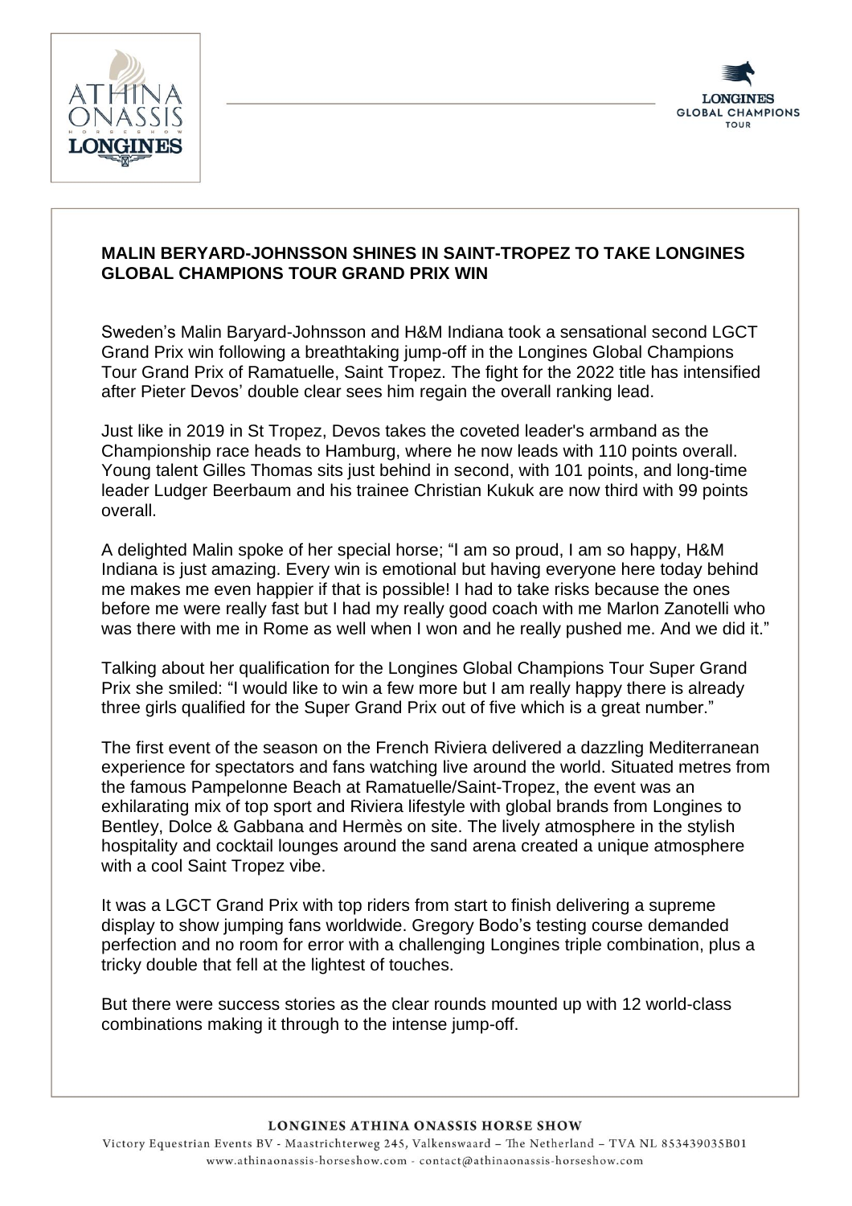**MALIN BERYARD-JOHNSSON SHINES IN SAINT-TROPEZ TO TAKE LONGINES GLOBAL CHAMPIONS TOUR GRAND PRIX WIN**

Sweden's Malin Baryard-Johnsson and H&M Indiana took a sensational second LGCT Grand Prix win following a breathtaking jump-off in the Longines Global Champions Tour Grand Prix of Ramatuelle, Saint Tropez. The fight for the 2022 title has intensified after Pieter Devos' double clear sees him regain the overall ranking lead.

Just like in 2019 in St Tropez, Devos takes the coveted leader's armband as the Championship race heads to Hamburg, where he now leads with 110 points overall. Young talent Gilles Thomas sits just behind in second, with 101 points, and long-time leader Ludger Beerbaum and his trainee Christian Kukuk are now third with 99 points overall.

A delighted Malin spoke of her special horse; "I am so proud, I am so happy, H&M Indiana is just amazing. Every win is emotional but having everyone here today behind me makes me even happier if that is possible! I had to take risks because the ones before me were really fast but I had my really good coach with me Marlon Zanotelli who was there with me in Rome as well when I won and he really pushed me. And we did it."

Talking about her qualification for the Longines Global Champions Tour Super Grand Prix she smiled: "I would like to win a few more but I am really happy there is already three girls qualified for the Super Grand Prix out of five which is a great number."

The first event of the season on the French Riviera delivered a dazzling Mediterranean experience for spectators and fans watching live around the world. Situated metres from the famous Pampelonne Beach at Ramatuelle/Saint-Tropez, the event was an exhilarating mix of top sport and Riviera lifestyle with global brands from Longines to Bentley, Dolce & Gabbana and Hermès on site. The lively atmosphere in the stylish hospitality and cocktail lounges around the sand arena created a unique atmosphere with a cool Saint Tropez vibe.

It was a LGCT Grand Prix with top riders from start to finish delivering a supreme display to show jumping fans worldwide. Gregory Bodo's testing course demanded perfection and no room for error with a challenging Longines triple combination, plus a tricky double that fell at the lightest of touches.

But there were success stories as the clear rounds mounted up with 12 world-class combinations making it through to the intense jump-off.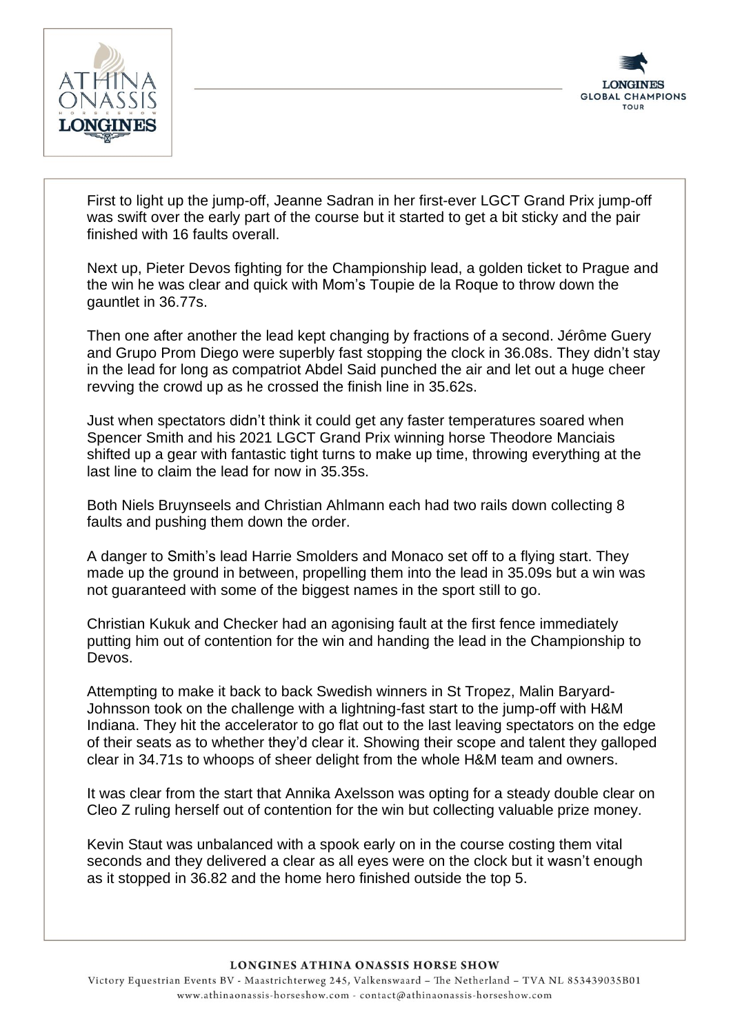First to light up the jump-off, Jeanne Sadran in her first-ever LGCT Grand Prix jump-off was swift over the early part of the course but it started to get a bit sticky and the pair finished with 16 faults overall.

Next up, Pieter Devos fighting for the Championship lead, a golden ticket to Prague and the win he was clear and quick with Mom's Toupie de la Roque to throw down the gauntlet in 36.77s.

Then one after another the lead kept changing by fractions of a second. Jérôme Guery and Grupo Prom Diego were superbly fast stopping the clock in 36.08s. They didn't stay in the lead for long as compatriot Abdel Said punched the air and let out a huge cheer revving the crowd up as he crossed the finish line in 35.62s.

Just when spectators didn't think it could get any faster temperatures soared when Spencer Smith and his 2021 LGCT Grand Prix winning horse Theodore Manciais shifted up a gear with fantastic tight turns to make up time, throwing everything at the last line to claim the lead for now in 35.35s.

Both Niels Bruynseels and Christian Ahlmann each had two rails down collecting 8 faults and pushing them down the order.

A danger to Smith's lead Harrie Smolders and Monaco set off to a flying start. They made up the ground in between, propelling them into the lead in 35.09s but a win was not guaranteed with some of the biggest names in the sport still to go.

Christian Kukuk and Checker had an agonising fault at the first fence immediately putting him out of contention for the win and handing the lead in the Championship to Devos.

Attempting to make it back to back Swedish winners in St Tropez, Malin Baryard-Johnsson took on the challenge with a lightning-fast start to the jump-off with H&M Indiana. They hit the accelerator to go flat out to the last leaving spectators on the edge of their seats as to whether they'd clear it. Showing their scope and talent they galloped clear in 34.71s to whoops of sheer delight from the whole H&M team and owners.

It was clear from the start that Annika Axelsson was opting for a steady double clear on Cleo Z ruling herself out of contention for the win but collecting valuable prize money.

Kevin Staut was unbalanced with a spook early on in the course costing them vital seconds and they delivered a clear as all eyes were on the clock but it wasn't enough as it stopped in 36.82 and the home hero finished outside the top 5.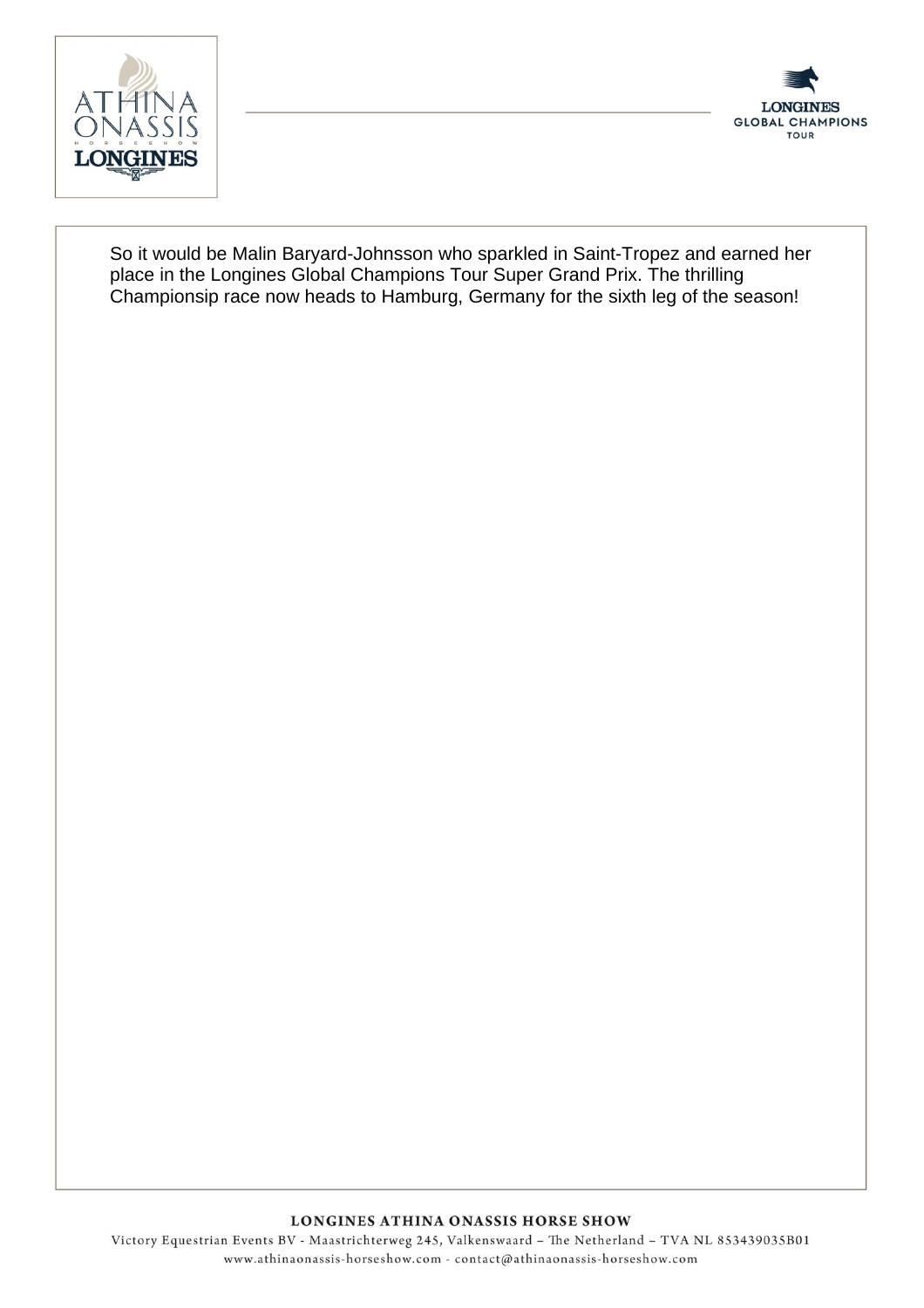So it would be Malin Baryard-Johnsson who sparkled in Saint-Tropez and earned her place in the Longines Global Champions Tour Super Grand Prix. The thrilling Championsip race now heads to Hamburg, Germany for the sixth leg of the season!